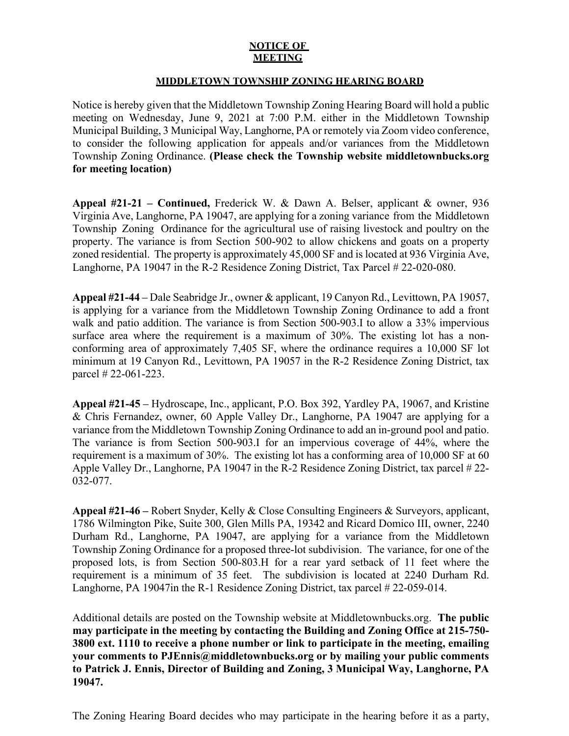**NOTICE OF MEETING**

**MIDDLETOWN TOWNSHIP ZONING HEARING BOARD**

Notice is hereby given that the Middletown Township Zoning Hearing Board will hold a public meeting on Wednesday, June 9, 2021 at 7:00 P.M. either in the Middletown Township Municipal Building, 3 Municipal Way, Langhorne, PA or remotely via Zoom video conference, to consider the following application for appeals and/or variances from the Middletown Township Zoning Ordinance. **(Please check the Township website middletownbucks.org for meeting location)**

**Appeal #21-21 – Continued,** Frederick W. & Dawn A. Belser, applicant & owner, 936 Virginia Ave, Langhorne, PA 19047, are applying for a zoning variance from the Middletown Township Zoning Ordinance for the agricultural use of raising livestock and poultry on the property. The variance is from Section 500-902 to allow chickens and goats on a property zoned residential. The property is approximately 45,000 SF and is located at 936 Virginia Ave, Langhorne, PA 19047 in the R-2 Residence Zoning District, Tax Parcel # 22-020-080.

**Appeal #21-44** – Dale Seabridge Jr., owner & applicant, 19 Canyon Rd., Levittown, PA 19057, is applying for a variance from the Middletown Township Zoning Ordinance to add a front walk and patio addition. The variance is from Section 500-903.I to allow a 33% impervious surface area where the requirement is a maximum of 30%. The existing lot has a non-conforming area of approximately 7,405 SF, where the ordinance requires a 10,000 SF lot minimum at 19 Canyon Rd., Levittown, PA 19057 in the R-2 Residence Zoning District, tax parcel # 22-061-223.

**Appeal #21-45 –** Hydroscape, Inc., applicant, P.O. Box 392, Yardley PA, 19067, and Kristine & Chris Fernandez, owner, 60 Apple Valley Dr., Langhorne, PA 19047 are applying for a variance from the Middletown Township Zoning Ordinance to add an in-ground pool and patio. The variance is from Section 500-903.I for an impervious coverage of 44%, where the requirement is a maximum of 30%. The existing lot has a conforming area of 10,000 SF at 60 Apple Valley Dr., Langhorne, PA 19047 in the R-2 Residence Zoning District, tax parcel # 22-032-077.

**Appeal #21-46 –** Robert Snyder, Kelly & Close Consulting Engineers & Surveyors, applicant, 1786 Wilmington Pike, Suite 300, Glen Mills PA, 19342 and Ricard Domico III, owner, 2240 Durham Rd., Langhorne, PA 19047, are applying for a variance from the Middletown Township Zoning Ordinance for a proposed three-lot subdivision. The variance, for one of the proposed lots, is from Section 500-803.H for a rear yard setback of 11 feet where the requirement is a minimum of 35 feet. The subdivision is located at 2240 Durham Rd. Langhorne, PA 19047in the R-1 Residence Zoning District, tax parcel # 22-059-014.

Additional details are posted on the Township website at Middletownbucks.org. **The public may participate in the meeting by contacting the Building and Zoning Office at 215-750-3800 ext. 1110 to receive a phone number or link to participate in the meeting, emailing your comments to PJEnnis@middletownbucks.org or by mailing your public comments to Patrick J. Ennis, Director of Building and Zoning, 3 Municipal Way, Langhorne, PA 19047.**

The Zoning Hearing Board decides who may participate in the hearing before it as a party,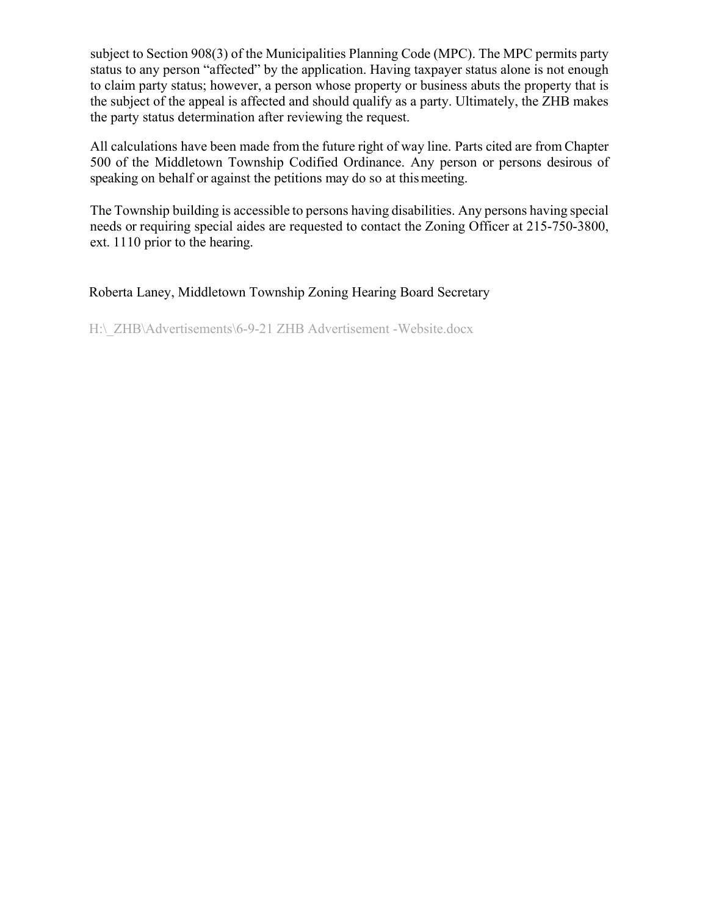subject to Section 908(3) of the Municipalities Planning Code (MPC). The MPC permits party status to any person "affected" by the application. Having taxpayer status alone is not enough to claim party status; however, a person whose property or business abuts the property that is the subject of the appeal is affected and should qualify as a party. Ultimately, the ZHB makes the party status determination after reviewing the request.

All calculations have been made from the future right of way line. Parts cited are from Chapter 500 of the Middletown Township Codified Ordinance. Any person or persons desirous of speaking on behalf or against the petitions may do so at this meeting.

The Township building is accessible to persons having disabilities. Any persons having special needs or requiring special aides are requested to contact the Zoning Officer at 215-750-3800, ext. 1110 prior to the hearing.

Roberta Laney, Middletown Township Zoning Hearing Board Secretary

H:\_ZHB\Advertisements\6-9-21 ZHB Advertisement -Website.docx